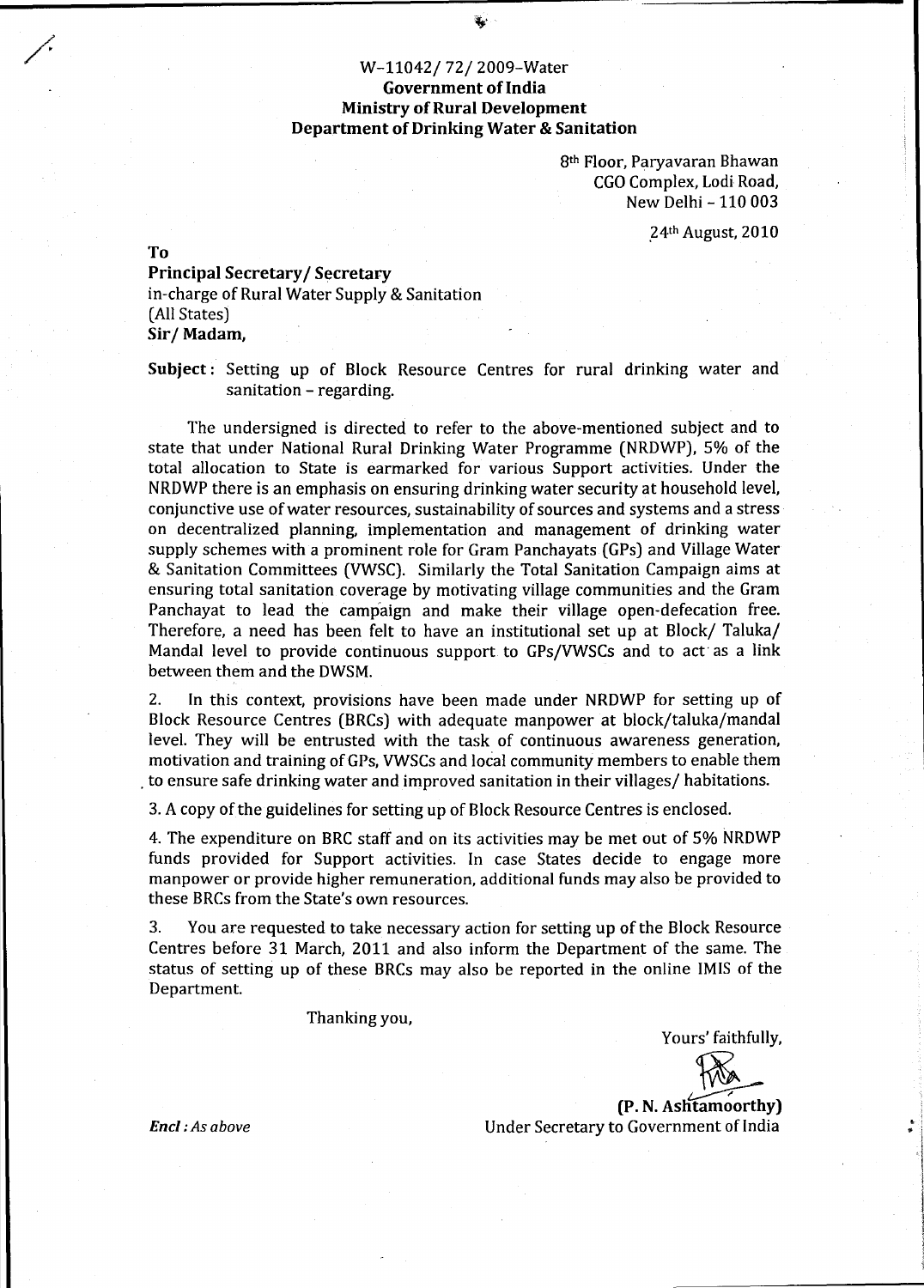W-11042/ 72/ 2009-Water
**Government of India**
**Ministry of Rural Development**
**Department of Drinking Water & Sanitation**

8th Floor, Paryavaran Bhawan
CGO Complex, Lodi Road,
New Delhi – 110 003

24th August, 2010

**To**

**Principal Secretary/ Secretary**
in-charge of Rural Water Supply & Sanitation
(All States)
**Sir/ Madam,**

**Subject**: Setting up of Block Resource Centres for rural drinking water and sanitation – regarding.

The undersigned is directed to refer to the above-mentioned subject and to state that under National Rural Drinking Water Programme (NRDWP), 5% of the total allocation to State is earmarked for various Support activities. Under the NRDWP there is an emphasis on ensuring drinking water security at household level, conjunctive use of water resources, sustainability of sources and systems and a stress on decentralized planning, implementation and management of drinking water supply schemes with a prominent role for Gram Panchayats (GPs) and Village Water & Sanitation Committees (VWSC). Similarly the Total Sanitation Campaign aims at ensuring total sanitation coverage by motivating village communities and the Gram Panchayat to lead the campaign and make their village open-defecation free. Therefore, a need has been felt to have an institutional set up at Block/ Taluka/ Mandal level to provide continuous support to GPs/VWSCs and to act as a link between them and the DWSM.

2. In this context, provisions have been made under NRDWP for setting up of Block Resource Centres (BRCs) with adequate manpower at block/taluka/mandal level. They will be entrusted with the task of continuous awareness generation, motivation and training of GPs, VWSCs and local community members to enable them to ensure safe drinking water and improved sanitation in their villages/ habitations.

3. A copy of the guidelines for setting up of Block Resource Centres is enclosed.

4. The expenditure on BRC staff and on its activities may be met out of 5% NRDWP funds provided for Support activities. In case States decide to engage more manpower or provide higher remuneration, additional funds may also be provided to these BRCs from the State's own resources.

3. You are requested to take necessary action for setting up of the Block Resource Centres before 31 March, 2011 and also inform the Department of the same. The status of setting up of these BRCs may also be reported in the online IMIS of the Department.

Thanking you,

Yours' faithfully,

**(P. N. Ashtamoorthy)**
Under Secretary to Government of India

*Encl : As above*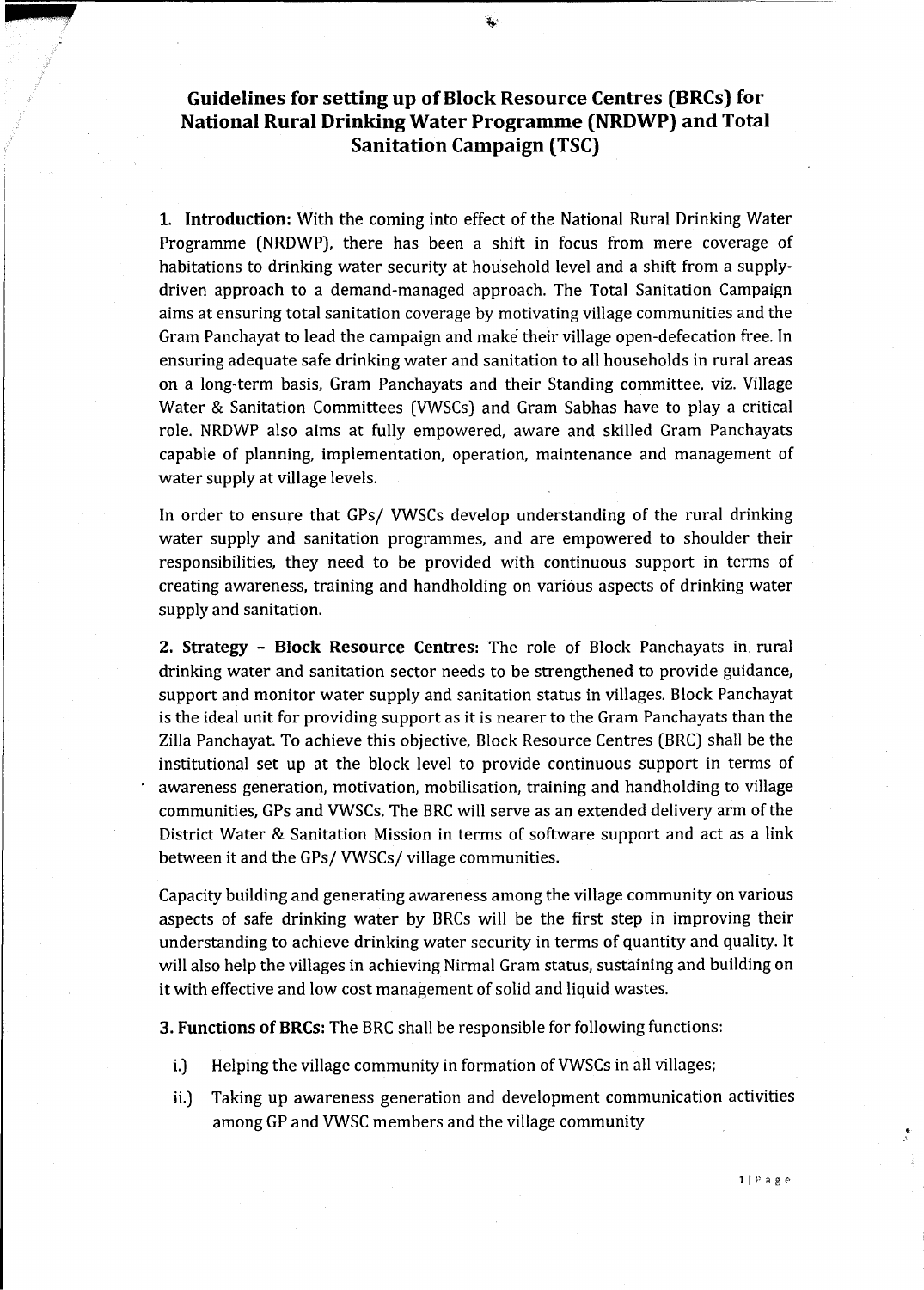# Guidelines for setting up of Block Resource Centres (BRCs) for National Rural Drinking Water Programme (NRDWP) and Total Sanitation Campaign (TSC)

1. **Introduction:** With the coming into effect of the National Rural Drinking Water Programme (NRDWP), there has been a shift in focus from mere coverage of habitations to drinking water security at household level and a shift from a supply-driven approach to a demand-managed approach. The Total Sanitation Campaign aims at ensuring total sanitation coverage by motivating village communities and the Gram Panchayat to lead the campaign and make their village open-defecation free. In ensuring adequate safe drinking water and sanitation to all households in rural areas on a long-term basis, Gram Panchayats and their Standing committee, viz. Village Water & Sanitation Committees (VWSCs) and Gram Sabhas have to play a critical role. NRDWP also aims at fully empowered, aware and skilled Gram Panchayats capable of planning, implementation, operation, maintenance and management of water supply at village levels.

In order to ensure that GPs/ VWSCs develop understanding of the rural drinking water supply and sanitation programmes, and are empowered to shoulder their responsibilities, they need to be provided with continuous support in terms of creating awareness, training and handholding on various aspects of drinking water supply and sanitation.

2. **Strategy - Block Resource Centres:** The role of Block Panchayats in rural drinking water and sanitation sector needs to be strengthened to provide guidance, support and monitor water supply and sanitation status in villages. Block Panchayat is the ideal unit for providing support as it is nearer to the Gram Panchayats than the Zilla Panchayat. To achieve this objective, Block Resource Centres (BRC) shall be the institutional set up at the block level to provide continuous support in terms of awareness generation, motivation, mobilisation, training and handholding to village communities, GPs and VWSCs. The BRC will serve as an extended delivery arm of the District Water & Sanitation Mission in terms of software support and act as a link between it and the GPs/ VWSCs/ village communities.

Capacity building and generating awareness among the village community on various aspects of safe drinking water by BRCs will be the first step in improving their understanding to achieve drinking water security in terms of quantity and quality. It will also help the villages in achieving Nirmal Gram status, sustaining and building on it with effective and low cost management of solid and liquid wastes.

3. **Functions of BRCs:** The BRC shall be responsible for following functions:

i.) Helping the village community in formation of VWSCs in all villages;

ii.) Taking up awareness generation and development communication activities among GP and VWSC members and the village community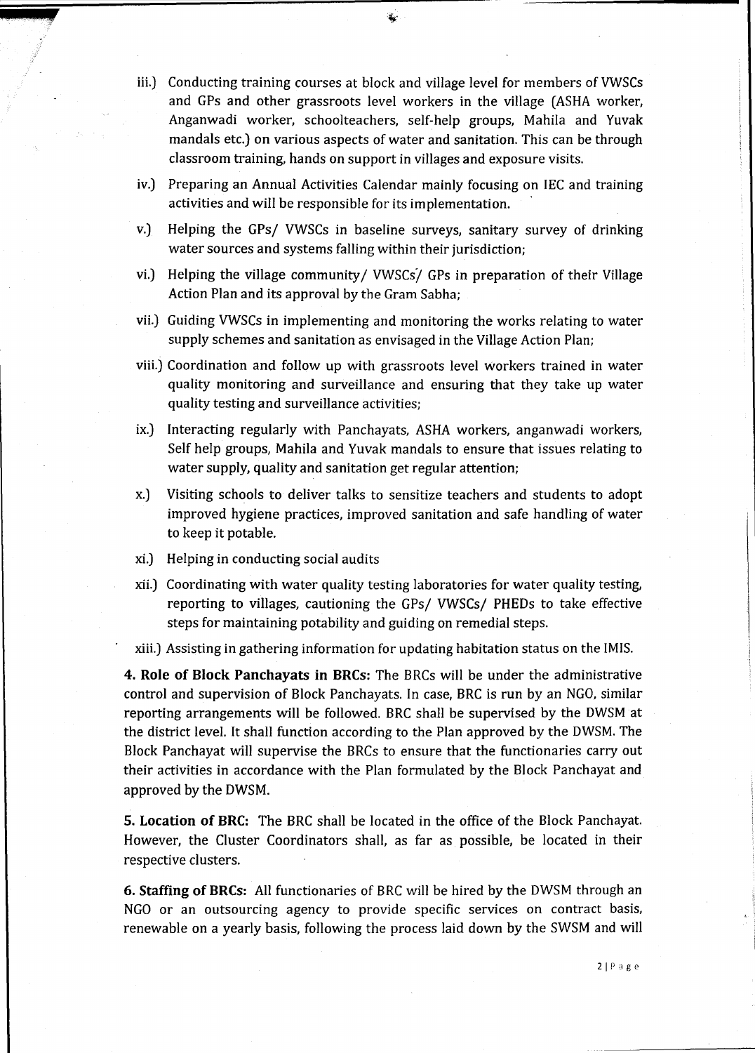iii.) Conducting training courses at block and village level for members of VWSCs and GPs and other grassroots level workers in the village (ASHA worker, Anganwadi worker, schoolteachers, self-help groups, Mahila and Yuvak mandals etc.) on various aspects of water and sanitation. This can be through classroom training, hands on support in villages and exposure visits.

iv.) Preparing an Annual Activities Calendar mainly focusing on IEC and training activities and will be responsible for its implementation.

v.) Helping the GPs/ VWSCs in baseline surveys, sanitary survey of drinking water sources and systems falling within their jurisdiction;

vi.) Helping the village community/ VWSCs/ GPs in preparation of their Village Action Plan and its approval by the Gram Sabha;

vii.) Guiding VWSCs in implementing and monitoring the works relating to water supply schemes and sanitation as envisaged in the Village Action Plan;

viii.) Coordination and follow up with grassroots level workers trained in water quality monitoring and surveillance and ensuring that they take up water quality testing and surveillance activities;

ix.) Interacting regularly with Panchayats, ASHA workers, anganwadi workers, Self help groups, Mahila and Yuvak mandals to ensure that issues relating to water supply, quality and sanitation get regular attention;

x.) Visiting schools to deliver talks to sensitize teachers and students to adopt improved hygiene practices, improved sanitation and safe handling of water to keep it potable.

xi.) Helping in conducting social audits

xii.) Coordinating with water quality testing laboratories for water quality testing, reporting to villages, cautioning the GPs/ VWSCs/ PHEDs to take effective steps for maintaining potability and guiding on remedial steps.

xiii.) Assisting in gathering information for updating habitation status on the IMIS.

**4. Role of Block Panchayats in BRCs:** The BRCs will be under the administrative control and supervision of Block Panchayats. In case, BRC is run by an NGO, similar reporting arrangements will be followed. BRC shall be supervised by the DWSM at the district level. It shall function according to the Plan approved by the DWSM. The Block Panchayat will supervise the BRCs to ensure that the functionaries carry out their activities in accordance with the Plan formulated by the Block Panchayat and approved by the DWSM.

**5. Location of BRC:** The BRC shall be located in the office of the Block Panchayat. However, the Cluster Coordinators shall, as far as possible, be located in their respective clusters.

**6. Staffing of BRCs:** All functionaries of BRC will be hired by the DWSM through an NGO or an outsourcing agency to provide specific services on contract basis, renewable on a yearly basis, following the process laid down by the SWSM and will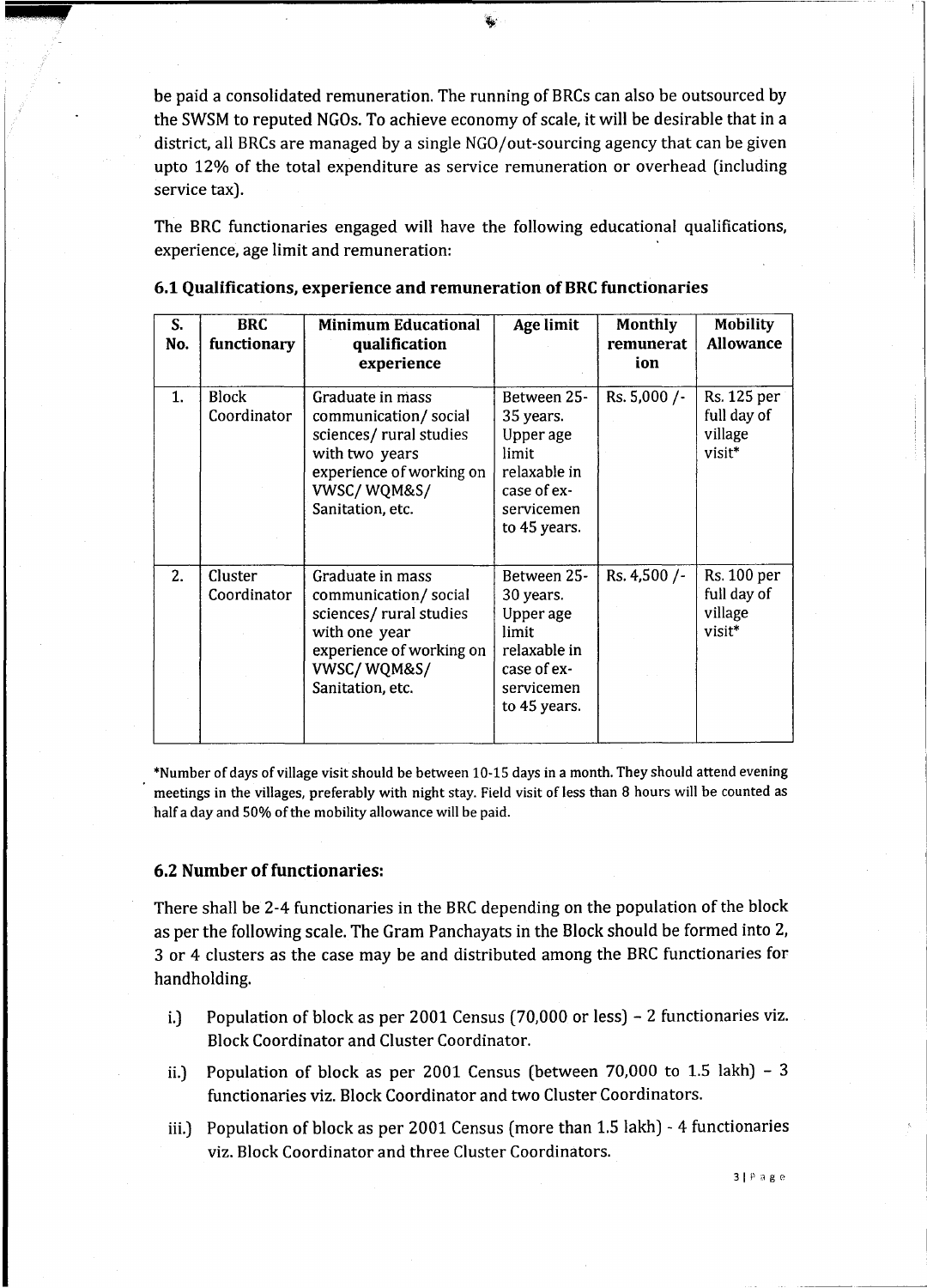be paid a consolidated remuneration. The running of BRCs can also be outsourced by the SWSM to reputed NGOs. To achieve economy of scale, it will be desirable that in a district, all BRCs are managed by a single NGO/out-sourcing agency that can be given upto 12% of the total expenditure as service remuneration or overhead (including service tax).

The BRC functionaries engaged will have the following educational qualifications, experience, age limit and remuneration:

### 6.1 Qualifications, experience and remuneration of BRC functionaries

| S. No. | BRC functionary | Minimum Educational qualification experience | Age limit | Monthly remuneration | Mobility Allowance |
|---|---|---|---|---|---|
| 1. | Block Coordinator | Graduate in mass communication/ social sciences/ rural studies with two years experience of working on VWSC/ WQM&S/ Sanitation, etc. | Between 25-35 years. Upper age limit relaxable in case of ex-servicemen to 45 years. | Rs. 5,000 /- | Rs. 125 per full day of village visit* |
| 2. | Cluster Coordinator | Graduate in mass communication/ social sciences/ rural studies with one year experience of working on VWSC/ WQM&S/ Sanitation, etc. | Between 25-30 years. Upper age limit relaxable in case of ex-servicemen to 45 years. | Rs. 4,500 /- | Rs. 100 per full day of village visit* |

*Number of days of village visit should be between 10-15 days in a month. They should attend evening meetings in the villages, preferably with night stay. Field visit of less than 8 hours will be counted as half a day and 50% of the mobility allowance will be paid.

### 6.2 Number of functionaries:

There shall be 2-4 functionaries in the BRC depending on the population of the block as per the following scale. The Gram Panchayats in the Block should be formed into 2, 3 or 4 clusters as the case may be and distributed among the BRC functionaries for handholding.

i.) Population of block as per 2001 Census (70,000 or less) – 2 functionaries viz. Block Coordinator and Cluster Coordinator.

ii.) Population of block as per 2001 Census (between 70,000 to 1.5 lakh) – 3 functionaries viz. Block Coordinator and two Cluster Coordinators.

iii.) Population of block as per 2001 Census (more than 1.5 lakh) - 4 functionaries viz. Block Coordinator and three Cluster Coordinators.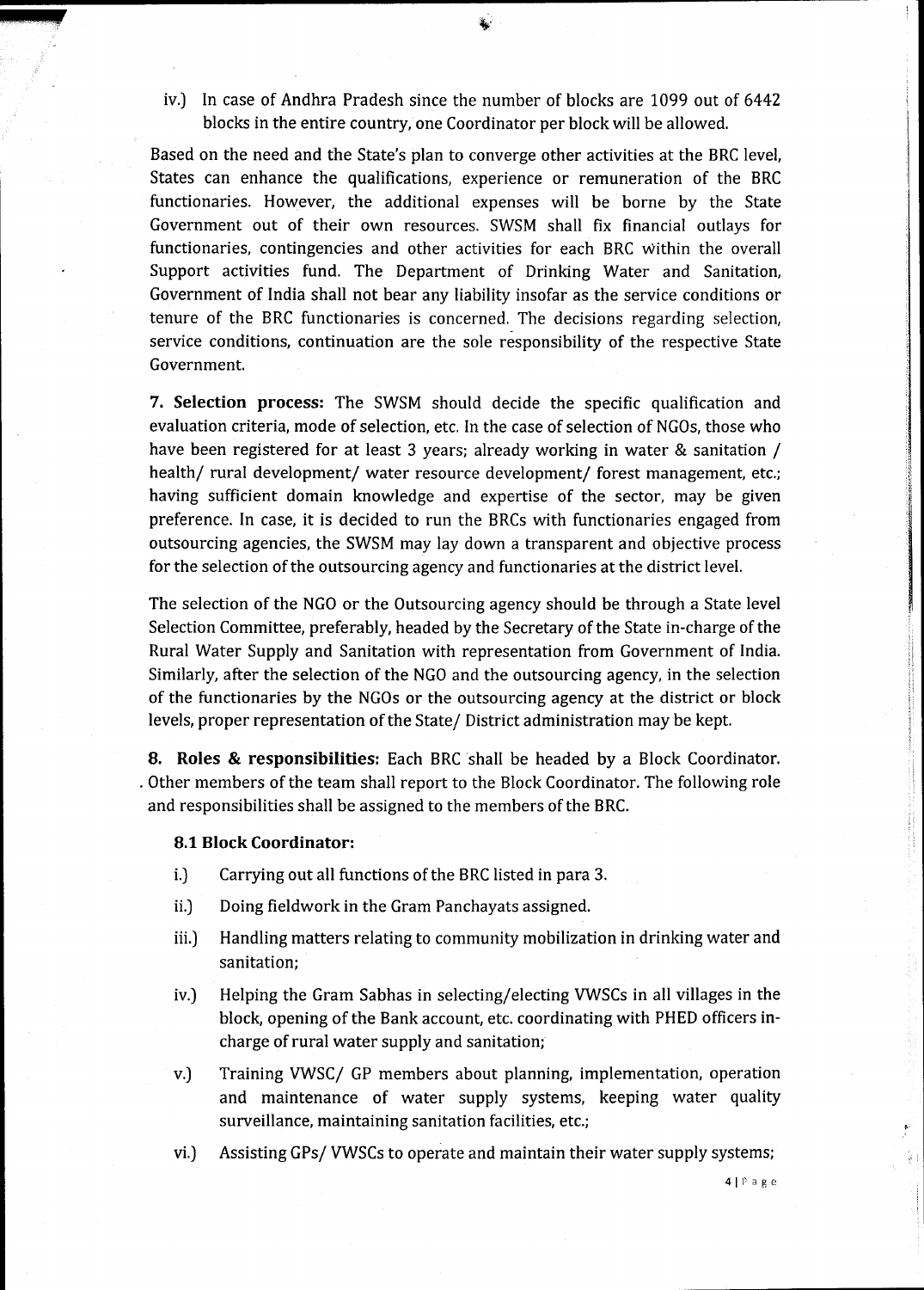iv.) In case of Andhra Pradesh since the number of blocks are 1099 out of 6442 blocks in the entire country, one Coordinator per block will be allowed.

Based on the need and the State's plan to converge other activities at the BRC level, States can enhance the qualifications, experience or remuneration of the BRC functionaries. However, the additional expenses will be borne by the State Government out of their own resources. SWSM shall fix financial outlays for functionaries, contingencies and other activities for each BRC within the overall Support activities fund. The Department of Drinking Water and Sanitation, Government of India shall not bear any liability insofar as the service conditions or tenure of the BRC functionaries is concerned. The decisions regarding selection, service conditions, continuation are the sole responsibility of the respective State Government.

**7. Selection process:** The SWSM should decide the specific qualification and evaluation criteria, mode of selection, etc. In the case of selection of NGOs, those who have been registered for at least 3 years; already working in water & sanitation / health/ rural development/ water resource development/ forest management, etc.; having sufficient domain knowledge and expertise of the sector, may be given preference. In case, it is decided to run the BRCs with functionaries engaged from outsourcing agencies, the SWSM may lay down a transparent and objective process for the selection of the outsourcing agency and functionaries at the district level.

The selection of the NGO or the Outsourcing agency should be through a State level Selection Committee, preferably, headed by the Secretary of the State in-charge of the Rural Water Supply and Sanitation with representation from Government of India. Similarly, after the selection of the NGO and the outsourcing agency, in the selection of the functionaries by the NGOs or the outsourcing agency at the district or block levels, proper representation of the State/ District administration may be kept.

**8. Roles & responsibilities:** Each BRC shall be headed by a Block Coordinator. Other members of the team shall report to the Block Coordinator. The following role and responsibilities shall be assigned to the members of the BRC.

### 8.1 Block Coordinator:

i.) Carrying out all functions of the BRC listed in para 3.

ii.) Doing fieldwork in the Gram Panchayats assigned.

iii.) Handling matters relating to community mobilization in drinking water and sanitation;

iv.) Helping the Gram Sabhas in selecting/electing VWSCs in all villages in the block, opening of the Bank account, etc. coordinating with PHED officers in-charge of rural water supply and sanitation;

v.) Training VWSC/ GP members about planning, implementation, operation and maintenance of water supply systems, keeping water quality surveillance, maintaining sanitation facilities, etc.;

vi.) Assisting GPs/ VWSCs to operate and maintain their water supply systems;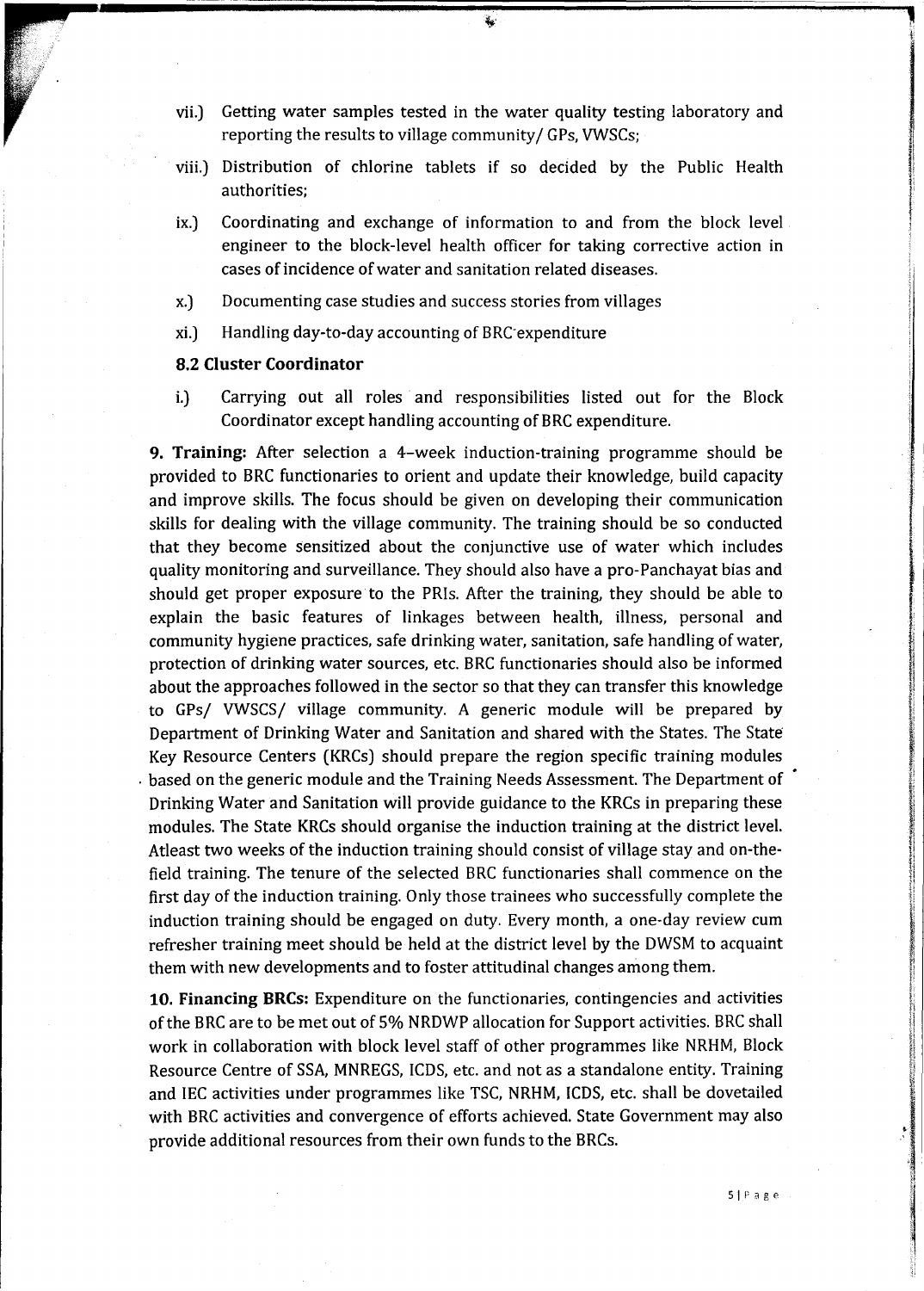vii.) Getting water samples tested in the water quality testing laboratory and reporting the results to village community/ GPs, VWSCs;

viii.) Distribution of chlorine tablets if so decided by the Public Health authorities;

ix.) Coordinating and exchange of information to and from the block level engineer to the block-level health officer for taking corrective action in cases of incidence of water and sanitation related diseases.

x.) Documenting case studies and success stories from villages

xi.) Handling day-to-day accounting of BRC expenditure

### 8.2 Cluster Coordinator

i.) Carrying out all roles and responsibilities listed out for the Block Coordinator except handling accounting of BRC expenditure.

**9. Training:** After selection a 4-week induction-training programme should be provided to BRC functionaries to orient and update their knowledge, build capacity and improve skills. The focus should be given on developing their communication skills for dealing with the village community. The training should be so conducted that they become sensitized about the conjunctive use of water which includes quality monitoring and surveillance. They should also have a pro-Panchayat bias and should get proper exposure to the PRIs. After the training, they should be able to explain the basic features of linkages between health, illness, personal and community hygiene practices, safe drinking water, sanitation, safe handling of water, protection of drinking water sources, etc. BRC functionaries should also be informed about the approaches followed in the sector so that they can transfer this knowledge to GPs/ VWSCS/ village community. A generic module will be prepared by Department of Drinking Water and Sanitation and shared with the States. The State Key Resource Centers (KRCs) should prepare the region specific training modules based on the generic module and the Training Needs Assessment. The Department of Drinking Water and Sanitation will provide guidance to the KRCs in preparing these modules. The State KRCs should organise the induction training at the district level. Atleast two weeks of the induction training should consist of village stay and on-the-field training. The tenure of the selected BRC functionaries shall commence on the first day of the induction training. Only those trainees who successfully complete the induction training should be engaged on duty. Every month, a one-day review cum refresher training meet should be held at the district level by the DWSM to acquaint them with new developments and to foster attitudinal changes among them.

**10. Financing BRCs:** Expenditure on the functionaries, contingencies and activities of the BRC are to be met out of 5% NRDWP allocation for Support activities. BRC shall work in collaboration with block level staff of other programmes like NRHM, Block Resource Centre of SSA, MNREGS, ICDS, etc. and not as a standalone entity. Training and IEC activities under programmes like TSC, NRHM, ICDS, etc. shall be dovetailed with BRC activities and convergence of efforts achieved. State Government may also provide additional resources from their own funds to the BRCs.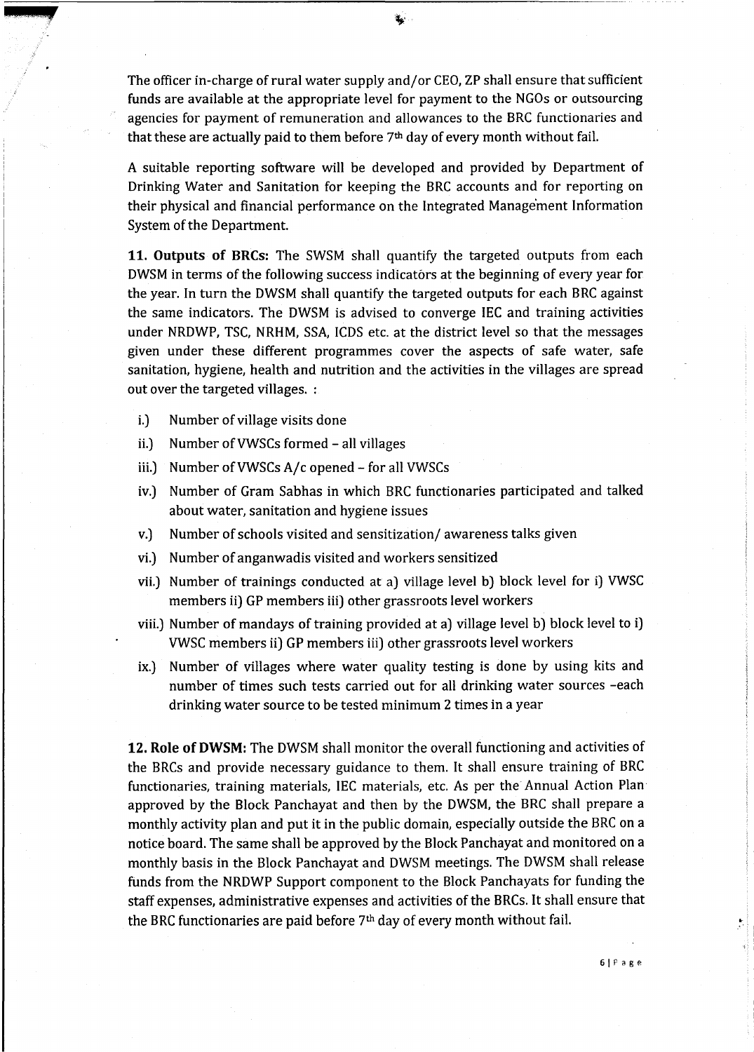The officer in-charge of rural water supply and/or CEO, ZP shall ensure that sufficient funds are available at the appropriate level for payment to the NGOs or outsourcing agencies for payment of remuneration and allowances to the BRC functionaries and that these are actually paid to them before 7th day of every month without fail.

A suitable reporting software will be developed and provided by Department of Drinking Water and Sanitation for keeping the BRC accounts and for reporting on their physical and financial performance on the Integrated Management Information System of the Department.

**11. Outputs of BRCs:** The SWSM shall quantify the targeted outputs from each DWSM in terms of the following success indicators at the beginning of every year for the year. In turn the DWSM shall quantify the targeted outputs for each BRC against the same indicators. The DWSM is advised to converge IEC and training activities under NRDWP, TSC, NRHM, SSA, ICDS etc. at the district level so that the messages given under these different programmes cover the aspects of safe water, safe sanitation, hygiene, health and nutrition and the activities in the villages are spread out over the targeted villages. :

i.) Number of village visits done

ii.) Number of VWSCs formed – all villages

iii.) Number of VWSCs A/c opened – for all VWSCs

iv.) Number of Gram Sabhas in which BRC functionaries participated and talked about water, sanitation and hygiene issues

v.) Number of schools visited and sensitization/ awareness talks given

vi.) Number of anganwadis visited and workers sensitized

vii.) Number of trainings conducted at a) village level b) block level for i) VWSC members ii) GP members iii) other grassroots level workers

viii.) Number of mandays of training provided at a) village level b) block level to i) VWSC members ii) GP members iii) other grassroots level workers

ix.) Number of villages where water quality testing is done by using kits and number of times such tests carried out for all drinking water sources –each drinking water source to be tested minimum 2 times in a year

**12. Role of DWSM:** The DWSM shall monitor the overall functioning and activities of the BRCs and provide necessary guidance to them. It shall ensure training of BRC functionaries, training materials, IEC materials, etc. As per the Annual Action Plan approved by the Block Panchayat and then by the DWSM, the BRC shall prepare a monthly activity plan and put it in the public domain, especially outside the BRC on a notice board. The same shall be approved by the Block Panchayat and monitored on a monthly basis in the Block Panchayat and DWSM meetings. The DWSM shall release funds from the NRDWP Support component to the Block Panchayats for funding the staff expenses, administrative expenses and activities of the BRCs. It shall ensure that the BRC functionaries are paid before 7th day of every month without fail.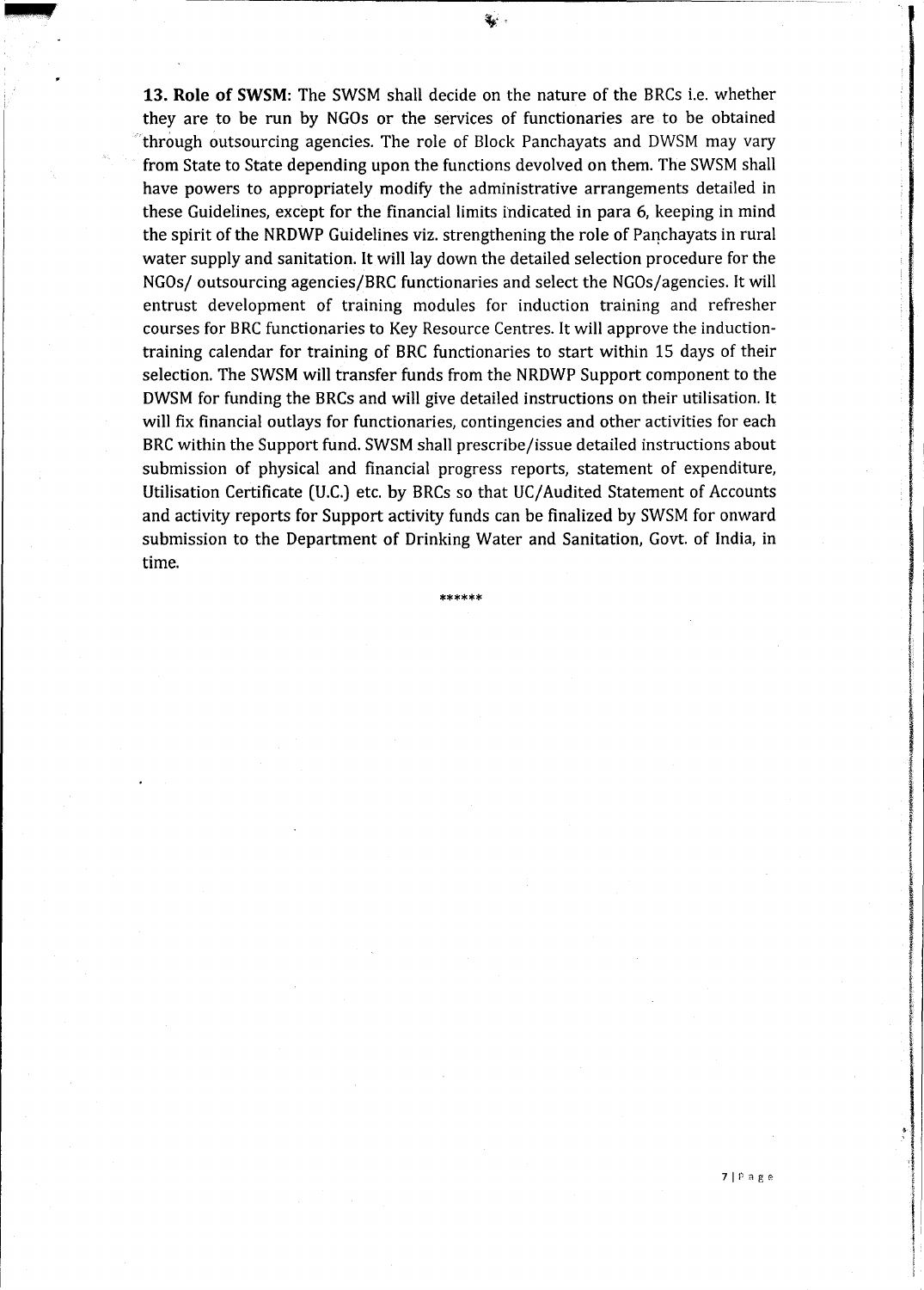**13. Role of SWSM:** The SWSM shall decide on the nature of the BRCs i.e. whether they are to be run by NGOs or the services of functionaries are to be obtained through outsourcing agencies. The role of Block Panchayats and DWSM may vary from State to State depending upon the functions devolved on them. The SWSM shall have powers to appropriately modify the administrative arrangements detailed in these Guidelines, except for the financial limits indicated in para 6, keeping in mind the spirit of the NRDWP Guidelines viz. strengthening the role of Panchayats in rural water supply and sanitation. It will lay down the detailed selection procedure for the NGOs/ outsourcing agencies/BRC functionaries and select the NGOs/agencies. It will entrust development of training modules for induction training and refresher courses for BRC functionaries to Key Resource Centres. It will approve the induction-training calendar for training of BRC functionaries to start within 15 days of their selection. The SWSM will transfer funds from the NRDWP Support component to the DWSM for funding the BRCs and will give detailed instructions on their utilisation. It will fix financial outlays for functionaries, contingencies and other activities for each BRC within the Support fund. SWSM shall prescribe/issue detailed instructions about submission of physical and financial progress reports, statement of expenditure, Utilisation Certificate (U.C.) etc. by BRCs so that UC/Audited Statement of Accounts and activity reports for Support activity funds can be finalized by SWSM for onward submission to the Department of Drinking Water and Sanitation, Govt. of India, in time.

******